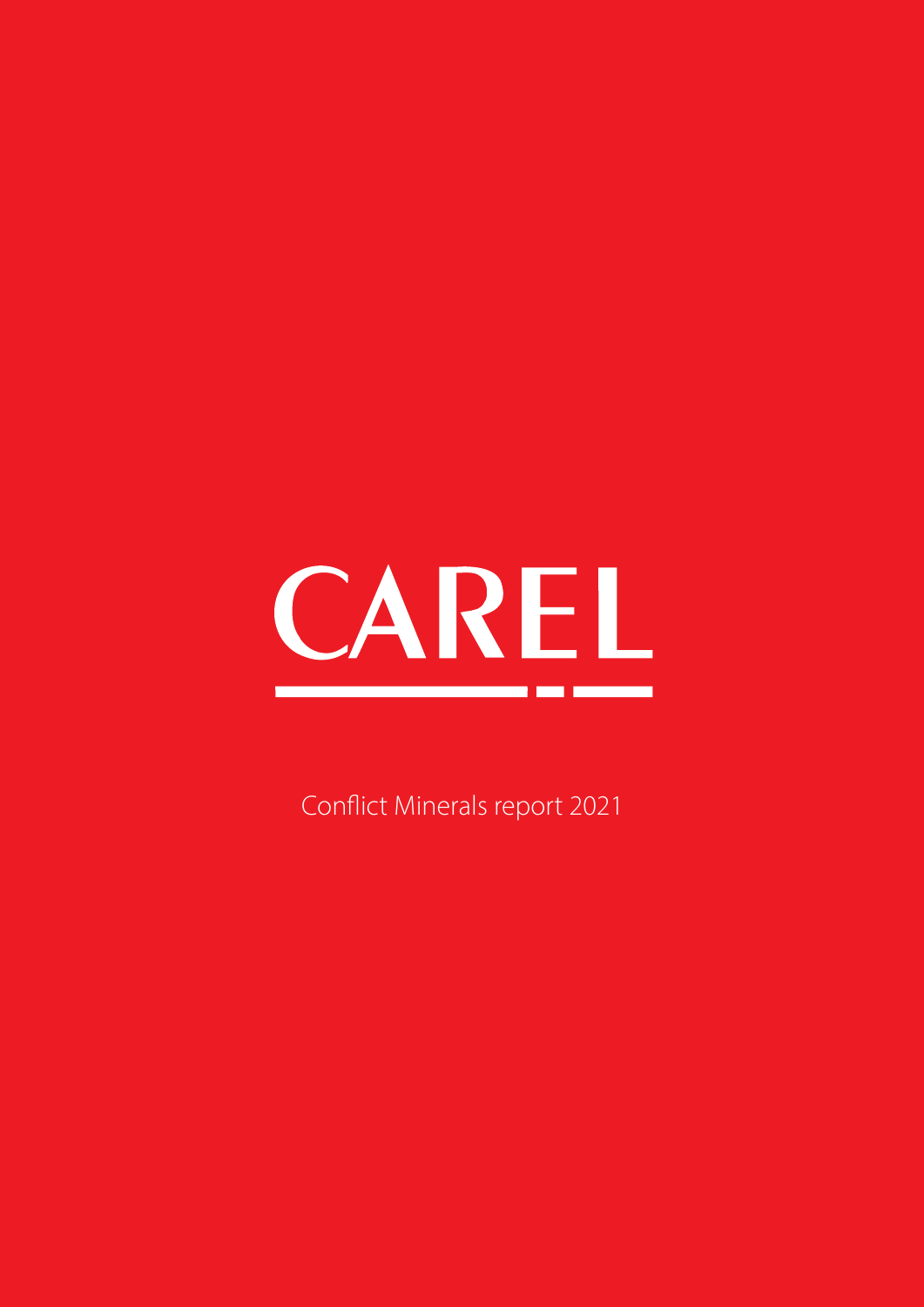# CAREL

Conflict Minerals report 2021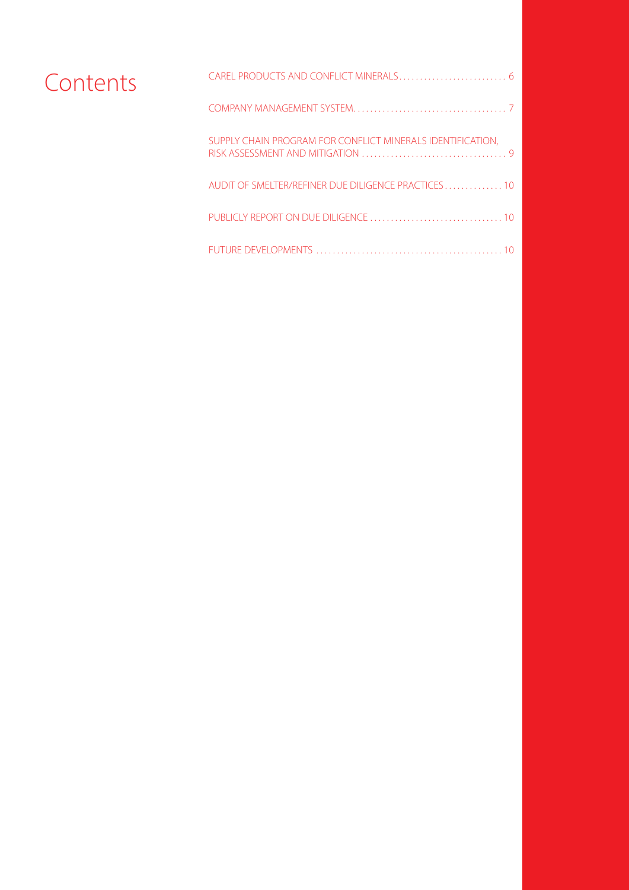# Contents

CAREL PRODUCTS AND CONFLICT MINERALS .......................... 6

COMPANY MANAGEMENT SYSTEM .......................... 7

SUPPLY CHAIN PROGRAM FOR CONFLICT MINERALS IDENTIFICATION, RISK ASSESSMENT AND MITIGATION .......................... 9

AUDIT OF SMELTER/REFINER DUE DILIGENCE PRACTICES .......................... 10

PUBLICLY REPORT ON DUE DILIGENCE .......................... 10

FUTURE DEVELOPMENTS .......................... 10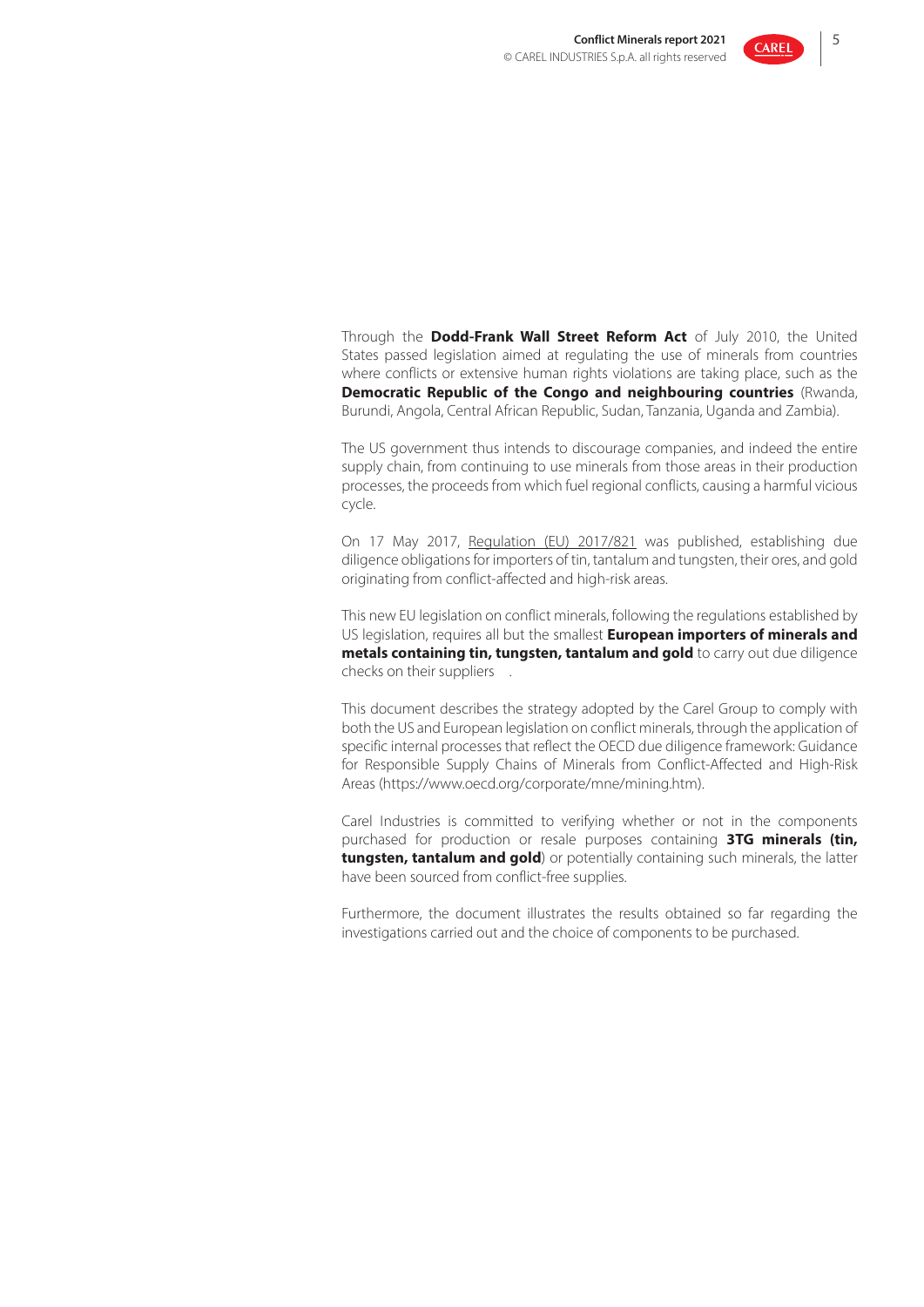Through the **Dodd-Frank Wall Street Reform Act** of July 2010, the United States passed legislation aimed at regulating the use of minerals from countries where conflicts or extensive human rights violations are taking place, such as the **Democratic Republic of the Congo and neighbouring countries** (Rwanda, Burundi, Angola, Central African Republic, Sudan, Tanzania, Uganda and Zambia).

The US government thus intends to discourage companies, and indeed the entire supply chain, from continuing to use minerals from those areas in their production processes, the proceeds from which fuel regional conflicts, causing a harmful vicious cycle.

On 17 May 2017, Regulation (EU) 2017/821 was published, establishing due diligence obligations for importers of tin, tantalum and tungsten, their ores, and gold originating from conflict-affected and high-risk areas.

This new EU legislation on conflict minerals, following the regulations established by US legislation, requires all but the smallest **European importers of minerals and metals containing tin, tungsten, tantalum and gold** to carry out due diligence checks on their suppliers .

This document describes the strategy adopted by the Carel Group to comply with both the US and European legislation on conflict minerals, through the application of specific internal processes that reflect the OECD due diligence framework: Guidance for Responsible Supply Chains of Minerals from Conflict-Affected and High-Risk Areas (https://www.oecd.org/corporate/mne/mining.htm).

Carel Industries is committed to verifying whether or not in the components purchased for production or resale purposes containing **3TG minerals (tin, tungsten, tantalum and gold**) or potentially containing such minerals, the latter have been sourced from conflict-free supplies.

Furthermore, the document illustrates the results obtained so far regarding the investigations carried out and the choice of components to be purchased.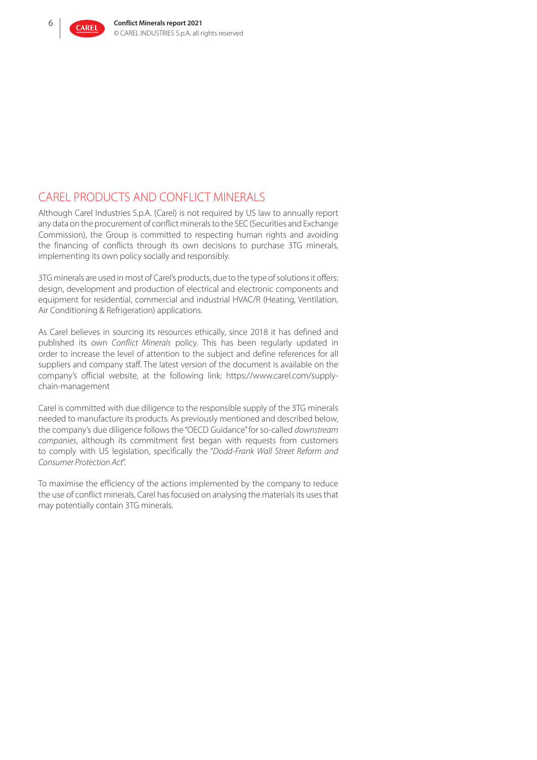## CAREL PRODUCTS AND CONFLICT MINERALS

Although Carel Industries S.p.A. (Carel) is not required by US law to annually report any data on the procurement of conflict minerals to the SEC (Securities and Exchange Commission), the Group is committed to respecting human rights and avoiding the financing of conflicts through its own decisions to purchase 3TG minerals, implementing its own policy socially and responsibly.

3TG minerals are used in most of Carel's products, due to the type of solutions it offers: design, development and production of electrical and electronic components and equipment for residential, commercial and industrial HVAC/R (Heating, Ventilation, Air Conditioning & Refrigeration) applications.

As Carel believes in sourcing its resources ethically, since 2018 it has defined and published its own *Conflict Minerals* policy. This has been regularly updated in order to increase the level of attention to the subject and define references for all suppliers and company staff. The latest version of the document is available on the company's official website, at the following link: https://www.carel.com/supply-chain-management

Carel is committed with due diligence to the responsible supply of the 3TG minerals needed to manufacture its products. As previously mentioned and described below, the company's due diligence follows the "OECD Guidance" for so-called *downstream companies*, although its commitment first began with requests from customers to comply with US legislation, specifically the "*Dodd-Frank Wall Street Reform and Consumer Protection Act*".

To maximise the efficiency of the actions implemented by the company to reduce the use of conflict minerals, Carel has focused on analysing the materials its uses that may potentially contain 3TG minerals.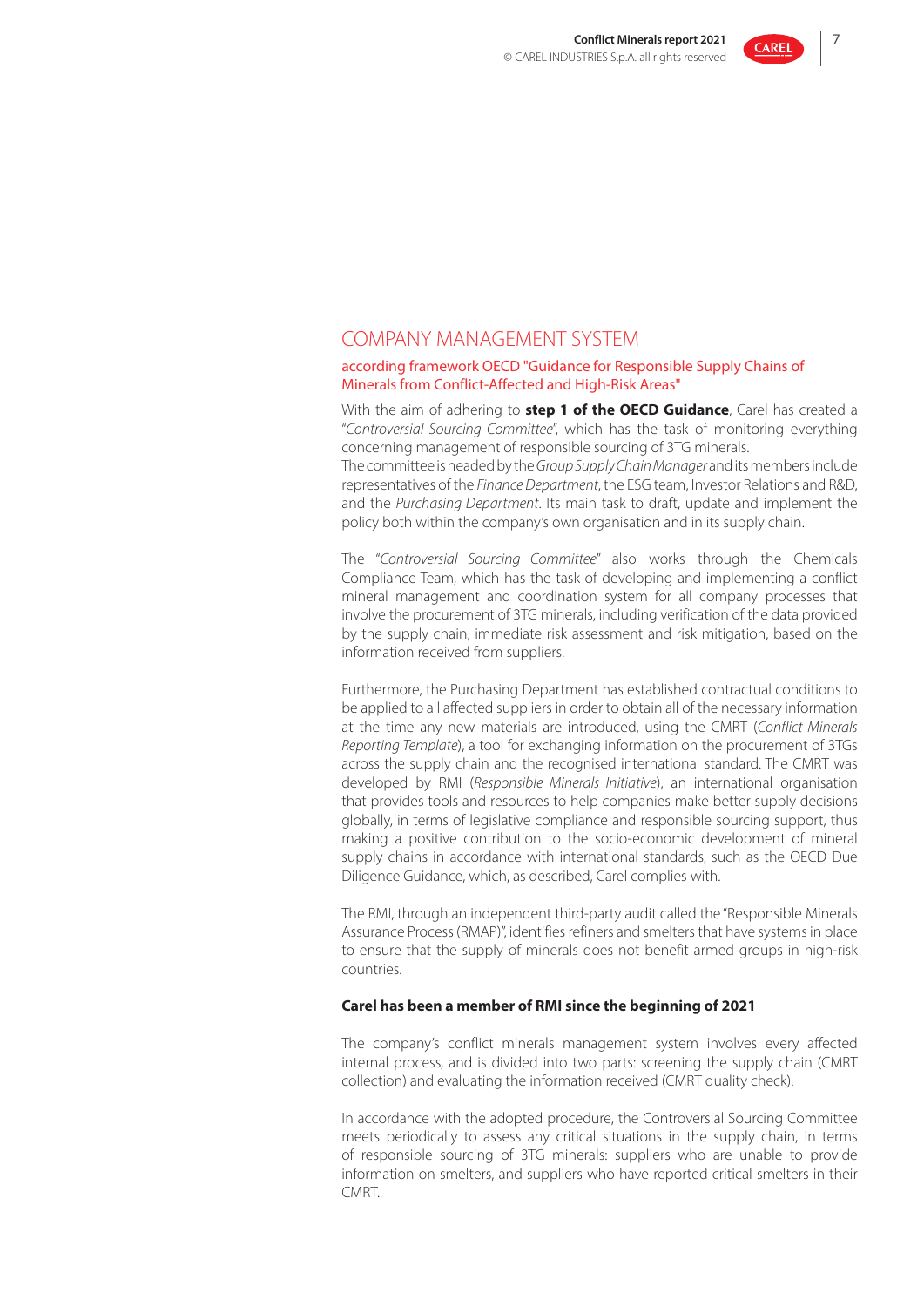# COMPANY MANAGEMENT SYSTEM

## according framework OECD "Guidance for Responsible Supply Chains of Minerals from Conflict-Affected and High-Risk Areas"

With the aim of adhering to **step 1 of the OECD Guidance**, Carel has created a "*Controversial Sourcing Committee*", which has the task of monitoring everything concerning management of responsible sourcing of 3TG minerals.
The committee is headed by the *Group Supply Chain Manager* and its members include representatives of the *Finance Department*, the ESG team, Investor Relations and R&D, and the *Purchasing Department*. Its main task to draft, update and implement the policy both within the company's own organisation and in its supply chain.

The "*Controversial Sourcing Committee*" also works through the Chemicals Compliance Team, which has the task of developing and implementing a conflict mineral management and coordination system for all company processes that involve the procurement of 3TG minerals, including verification of the data provided by the supply chain, immediate risk assessment and risk mitigation, based on the information received from suppliers.

Furthermore, the Purchasing Department has established contractual conditions to be applied to all affected suppliers in order to obtain all of the necessary information at the time any new materials are introduced, using the CMRT (*Conflict Minerals Reporting Template*), a tool for exchanging information on the procurement of 3TGs across the supply chain and the recognised international standard. The CMRT was developed by RMI (*Responsible Minerals Initiative*), an international organisation that provides tools and resources to help companies make better supply decisions globally, in terms of legislative compliance and responsible sourcing support, thus making a positive contribution to the socio-economic development of mineral supply chains in accordance with international standards, such as the OECD Due Diligence Guidance, which, as described, Carel complies with.

The RMI, through an independent third-party audit called the "Responsible Minerals Assurance Process (RMAP)", identifies refiners and smelters that have systems in place to ensure that the supply of minerals does not benefit armed groups in high-risk countries.

**Carel has been a member of RMI since the beginning of 2021**

The company's conflict minerals management system involves every affected internal process, and is divided into two parts: screening the supply chain (CMRT collection) and evaluating the information received (CMRT quality check).

In accordance with the adopted procedure, the Controversial Sourcing Committee meets periodically to assess any critical situations in the supply chain, in terms of responsible sourcing of 3TG minerals: suppliers who are unable to provide information on smelters, and suppliers who have reported critical smelters in their CMRT.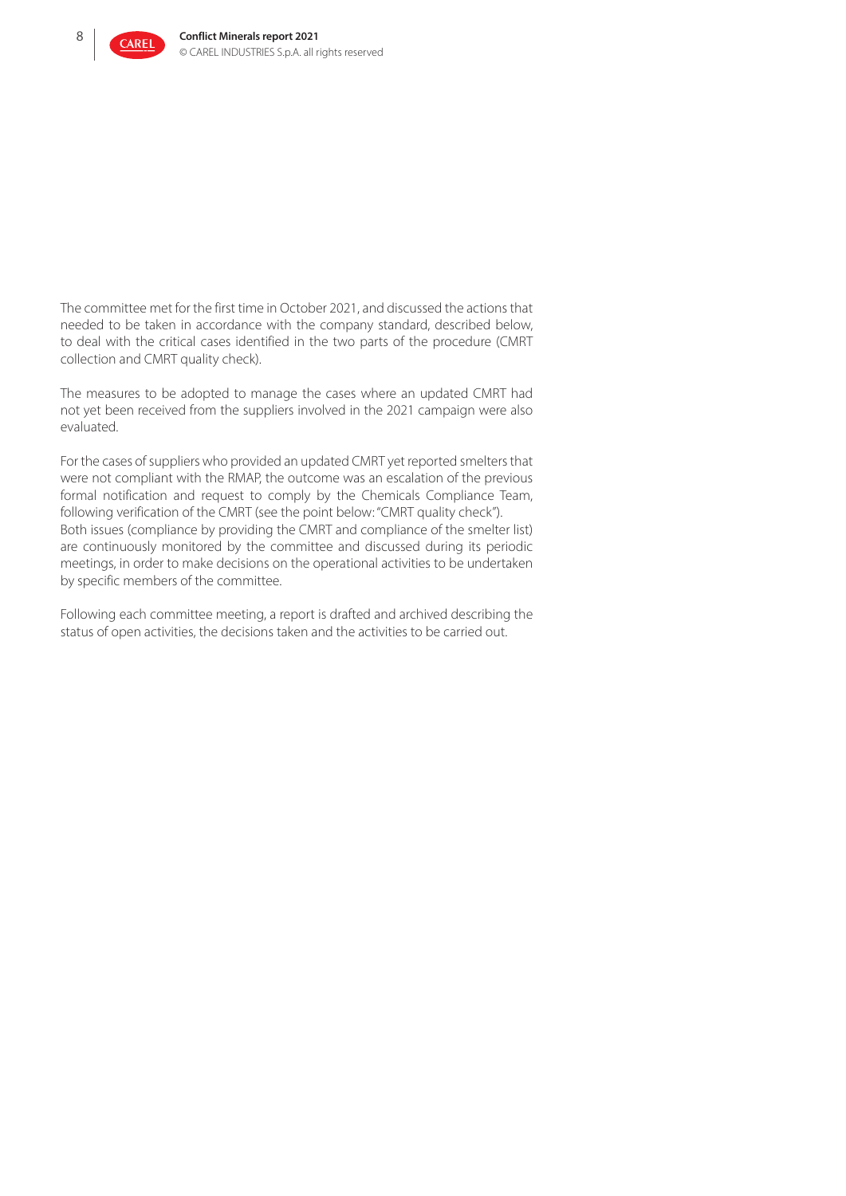The committee met for the first time in October 2021, and discussed the actions that needed to be taken in accordance with the company standard, described below, to deal with the critical cases identified in the two parts of the procedure (CMRT collection and CMRT quality check).

The measures to be adopted to manage the cases where an updated CMRT had not yet been received from the suppliers involved in the 2021 campaign were also evaluated.

For the cases of suppliers who provided an updated CMRT yet reported smelters that were not compliant with the RMAP, the outcome was an escalation of the previous formal notification and request to comply by the Chemicals Compliance Team, following verification of the CMRT (see the point below: "CMRT quality check").
Both issues (compliance by providing the CMRT and compliance of the smelter list) are continuously monitored by the committee and discussed during its periodic meetings, in order to make decisions on the operational activities to be undertaken by specific members of the committee.

Following each committee meeting, a report is drafted and archived describing the status of open activities, the decisions taken and the activities to be carried out.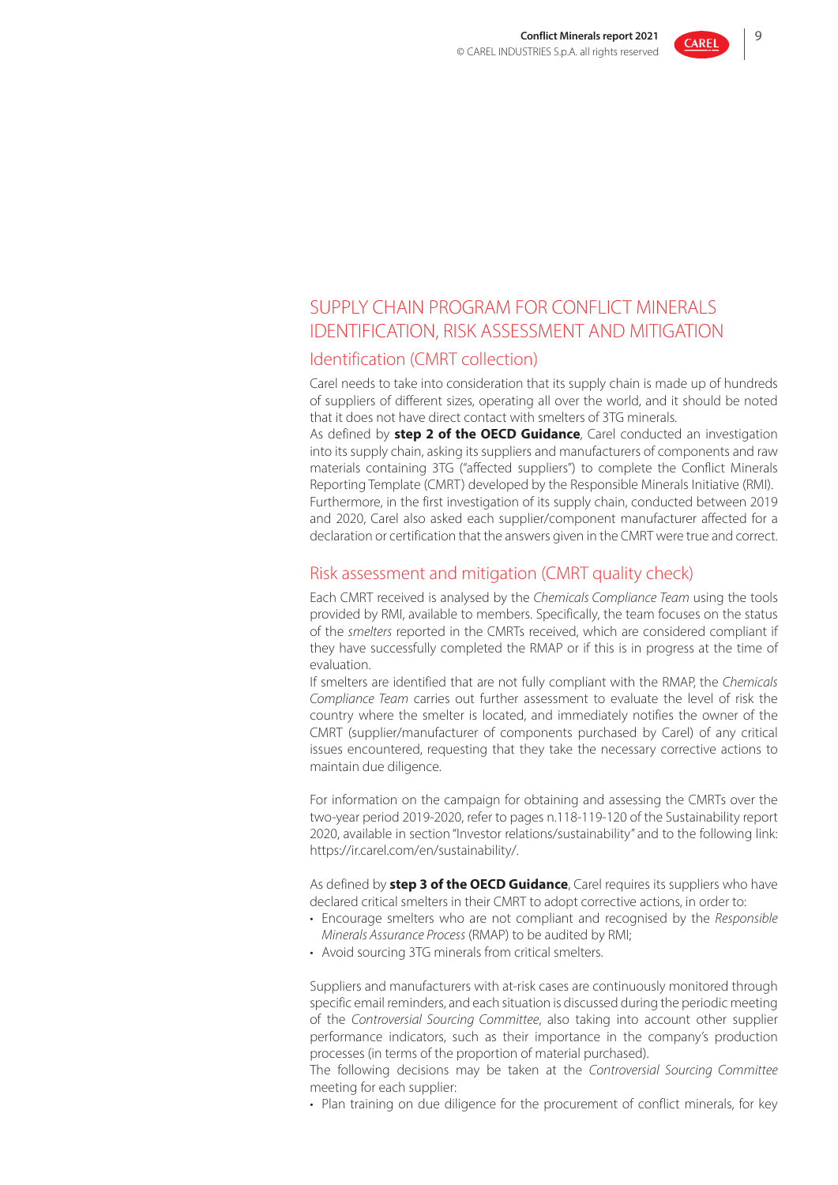# SUPPLY CHAIN PROGRAM FOR CONFLICT MINERALS IDENTIFICATION, RISK ASSESSMENT AND MITIGATION

## Identification (CMRT collection)

Carel needs to take into consideration that its supply chain is made up of hundreds of suppliers of different sizes, operating all over the world, and it should be noted that it does not have direct contact with smelters of 3TG minerals.

As defined by **step 2 of the OECD Guidance**, Carel conducted an investigation into its supply chain, asking its suppliers and manufacturers of components and raw materials containing 3TG ("affected suppliers") to complete the Conflict Minerals Reporting Template (CMRT) developed by the Responsible Minerals Initiative (RMI).

Furthermore, in the first investigation of its supply chain, conducted between 2019 and 2020, Carel also asked each supplier/component manufacturer affected for a declaration or certification that the answers given in the CMRT were true and correct.

## Risk assessment and mitigation (CMRT quality check)

Each CMRT received is analysed by the *Chemicals Compliance Team* using the tools provided by RMI, available to members. Specifically, the team focuses on the status of the *smelters* reported in the CMRTs received, which are considered compliant if they have successfully completed the RMAP or if this is in progress at the time of evaluation.

If smelters are identified that are not fully compliant with the RMAP, the *Chemicals Compliance Team* carries out further assessment to evaluate the level of risk the country where the smelter is located, and immediately notifies the owner of the CMRT (supplier/manufacturer of components purchased by Carel) of any critical issues encountered, requesting that they take the necessary corrective actions to maintain due diligence.

For information on the campaign for obtaining and assessing the CMRTs over the two-year period 2019-2020, refer to pages n.118-119-120 of the Sustainability report 2020, available in section "Investor relations/sustainability" and to the following link: https://ir.carel.com/en/sustainability/.

As defined by **step 3 of the OECD Guidance**, Carel requires its suppliers who have declared critical smelters in their CMRT to adopt corrective actions, in order to:

- Encourage smelters who are not compliant and recognised by the *Responsible Minerals Assurance Process* (RMAP) to be audited by RMI;
- Avoid sourcing 3TG minerals from critical smelters.

Suppliers and manufacturers with at-risk cases are continuously monitored through specific email reminders, and each situation is discussed during the periodic meeting of the *Controversial Sourcing Committee*, also taking into account other supplier performance indicators, such as their importance in the company's production processes (in terms of the proportion of material purchased).

The following decisions may be taken at the *Controversial Sourcing Committee* meeting for each supplier:

- Plan training on due diligence for the procurement of conflict minerals, for key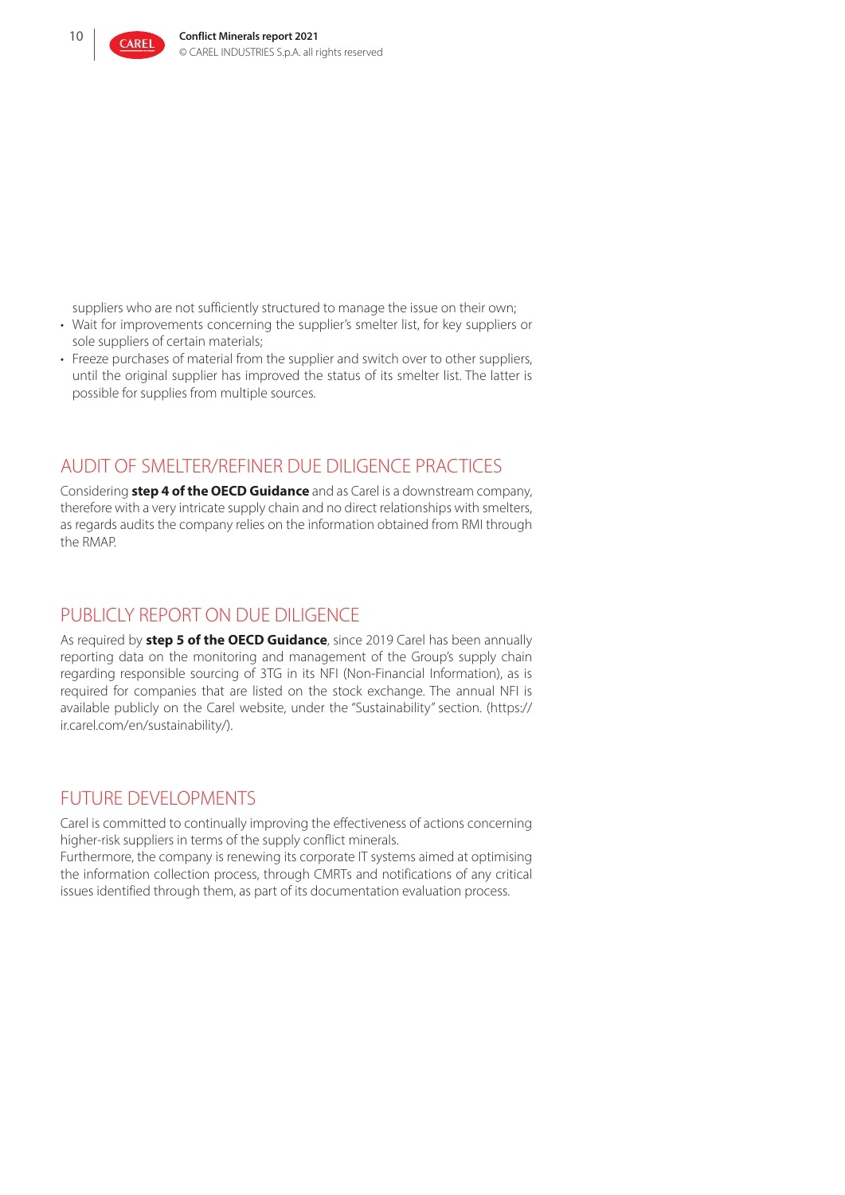suppliers who are not sufficiently structured to manage the issue on their own;

- Wait for improvements concerning the supplier's smelter list, for key suppliers or sole suppliers of certain materials;
- Freeze purchases of material from the supplier and switch over to other suppliers, until the original supplier has improved the status of its smelter list. The latter is possible for supplies from multiple sources.

## AUDIT OF SMELTER/REFINER DUE DILIGENCE PRACTICES

Considering **step 4 of the OECD Guidance** and as Carel is a downstream company, therefore with a very intricate supply chain and no direct relationships with smelters, as regards audits the company relies on the information obtained from RMI through the RMAP.

## PUBLICLY REPORT ON DUE DILIGENCE

As required by **step 5 of the OECD Guidance**, since 2019 Carel has been annually reporting data on the monitoring and management of the Group's supply chain regarding responsible sourcing of 3TG in its NFI (Non-Financial Information), as is required for companies that are listed on the stock exchange. The annual NFI is available publicly on the Carel website, under the "Sustainability" section. (https://ir.carel.com/en/sustainability/).

## FUTURE DEVELOPMENTS

Carel is committed to continually improving the effectiveness of actions concerning higher-risk suppliers in terms of the supply conflict minerals.
Furthermore, the company is renewing its corporate IT systems aimed at optimising the information collection process, through CMRTs and notifications of any critical issues identified through them, as part of its documentation evaluation process.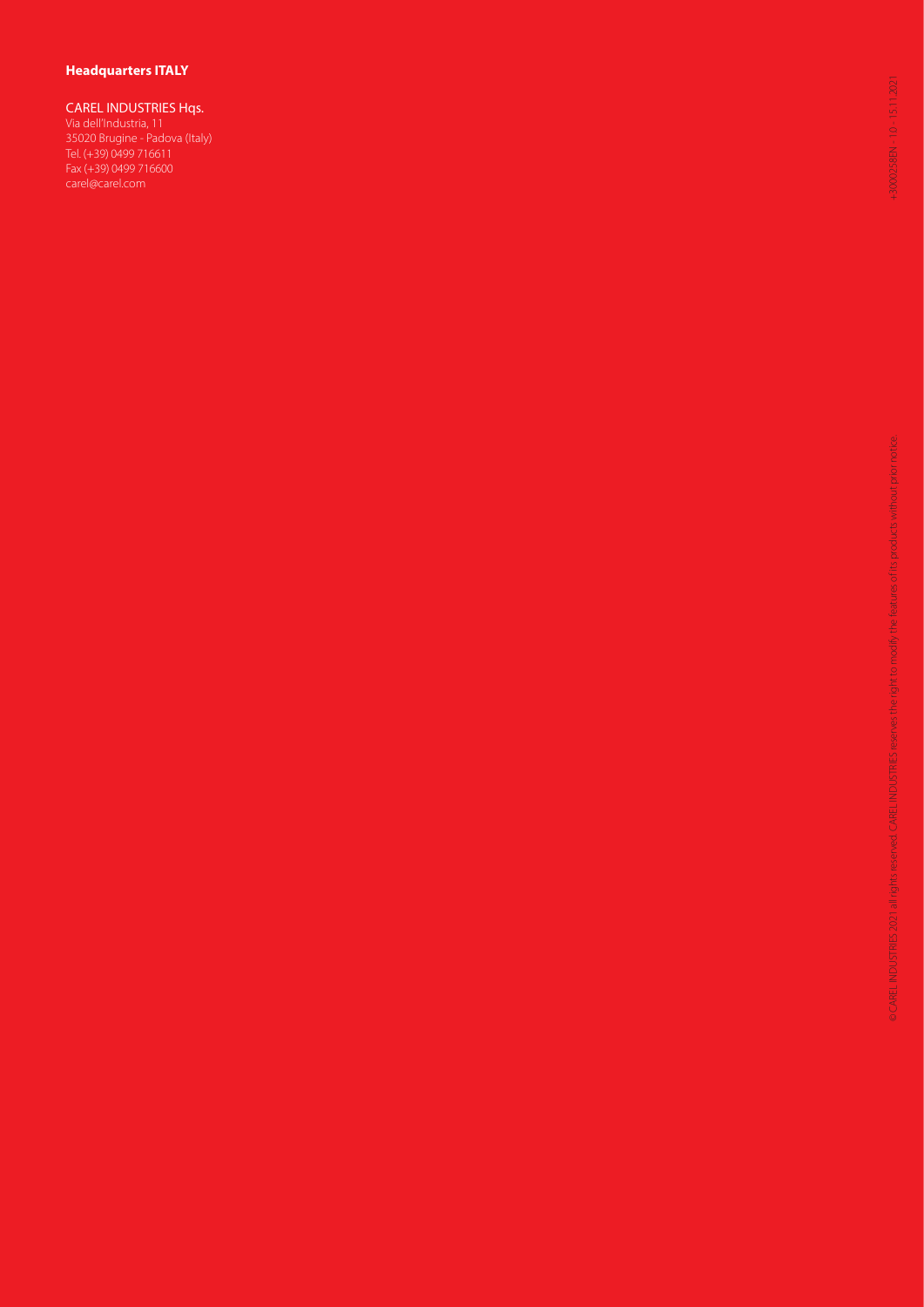**Headquarters ITALY**

CAREL INDUSTRIES Hqs.
Via dell'Industria, 11
35020 Brugine - Padova (Italy)
Tel. (+39) 0499 716611
Fax (+39) 0499 716600
carel@carel.com

+3000258EN - 1.0 - 15.11.2021

© CAREL INDUSTRIES 2021 all rights reserved. CAREL INDUSTRIES reserves the right to modify the features of its products without prior notice.